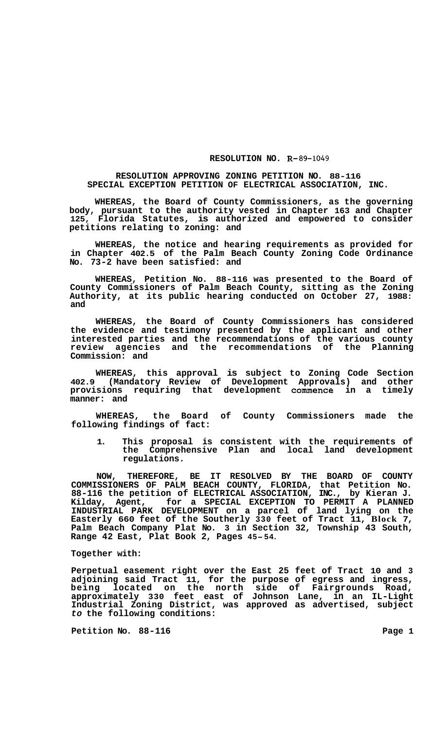**RESOLUTION NO. R-89-1049**

**RESOLUTION APPROVING ZONING PETITION NO. 88-116**
**SPECIAL EXCEPTION PETITION OF ELECTRICAL ASSOCIATION, INC.**

**WHEREAS, the Board of County Commissioners, as the governing body, pursuant to the authority vested in Chapter 163 and Chapter 125, Florida Statutes, is authorized and empowered to consider petitions relating to zoning: and**

**WHEREAS, the notice and hearing requirements as provided for in Chapter 402.5 of the Palm Beach County Zoning Code Ordinance No. 73-2 have been satisfied: and**

**WHEREAS, Petition No. 88-116 was presented to the Board of County Commissioners of Palm Beach County, sitting as the Zoning Authority, at its public hearing conducted on October 27, 1988: and**

**WHEREAS, the Board of County Commissioners has considered the evidence and testimony presented by the applicant and other interested parties and the recommendations of the various county review agencies and the recommendations of the Planning Commission: and**

**WHEREAS, this approval is subject to Zoning Code Section 402.9 (Mandatory Review of Development Approvals) and other provisions requiring that development commence in a timely manner: and**

**WHEREAS, the Board of County Commissioners made the following findings of fact:**

1. **This proposal is consistent with the requirements of the Comprehensive Plan and local land development regulations.**

**NOW, THEREFORE, BE IT RESOLVED BY THE BOARD OF COUNTY COMMISSIONERS OF PALM BEACH COUNTY, FLORIDA, that Petition No. 88-116 the petition of ELECTRICAL ASSOCIATION, INC., by Kieran J. Kilday, Agent, for a SPECIAL EXCEPTION TO PERMIT A PLANNED INDUSTRIAL PARK DEVELOPMENT on a parcel of land lying on the Easterly 660 feet of the Southerly 330 feet of Tract 11, Block 7, Palm Beach Company Plat No. 3 in Section 32, Township 43 South, Range 42 East, Plat Book 2, Pages 45-54.**

**Together with:**

**Perpetual easement right over the East 25 feet of Tract 10 and 3 adjoining said Tract 11, for the purpose of egress and ingress, being located on the north side of Fairgrounds Road, approximately 330 feet east of Johnson Lane, in an IL-Light Industrial Zoning District, was approved as advertised, subject *to* the following conditions:**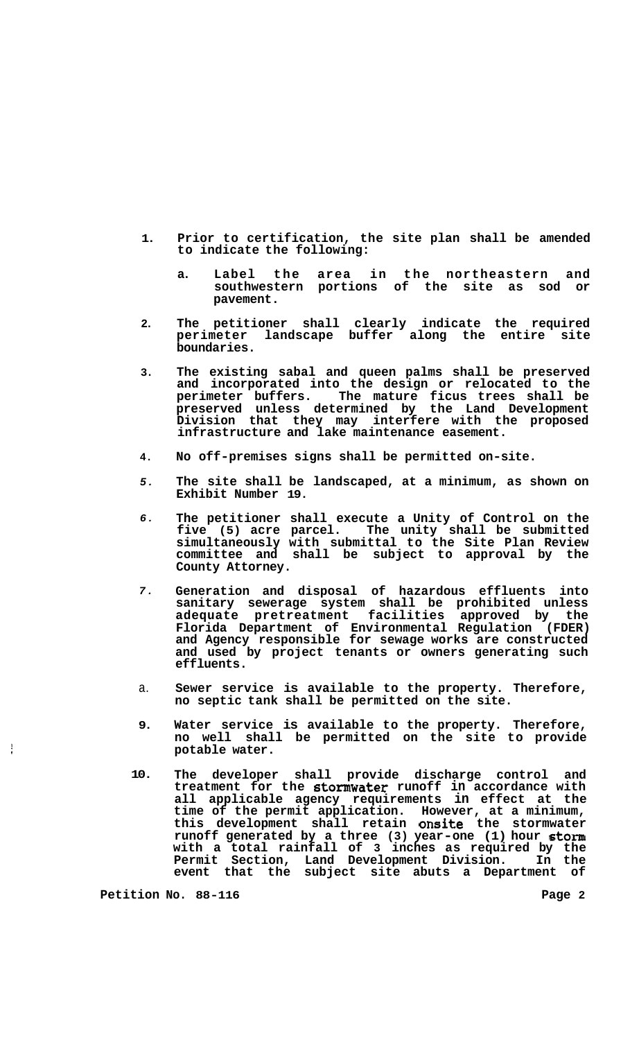1. Prior to certification, the site plan shall be amended to indicate the following:

   a. Label the area in the northeastern and southwestern portions of the site as sod or pavement.

2. The petitioner shall clearly indicate the required perimeter landscape buffer along the entire site boundaries.

3. The existing sabal and queen palms shall be preserved and incorporated into the design or relocated to the perimeter buffers. The mature ficus trees shall be preserved unless determined by the Land Development Division that they may interfere with the proposed infrastructure and lake maintenance easement.

4. No off-premises signs shall be permitted on-site.

5. The site shall be landscaped, at a minimum, as shown on Exhibit Number 19.

6. The petitioner shall execute a Unity of Control on the five (5) acre parcel. The unity shall be submitted simultaneously with submittal to the Site Plan Review committee and shall be subject to approval by the County Attorney.

7. Generation and disposal of hazardous effluents into sanitary sewerage system shall be prohibited unless adequate pretreatment facilities approved by the Florida Department of Environmental Regulation (FDER) and Agency responsible for sewage works are constructed and used by project tenants or owners generating such effluents.

8. Sewer service is available to the property. Therefore, no septic tank shall be permitted on the site.

9. Water service is available to the property. Therefore, no well shall be permitted on the site to provide potable water.

10. The developer shall provide discharge control and treatment for the stormwater runoff in accordance with all applicable agency requirements in effect at the time of the permit application. However, at a minimum, this development shall retain onsite the stormwater runoff generated by a three (3) year-one (1) hour storm with a total rainfall of 3 inches as required by the Permit Section, Land Development Division. In the event that the subject site abuts a Department of

Petition No. 88-116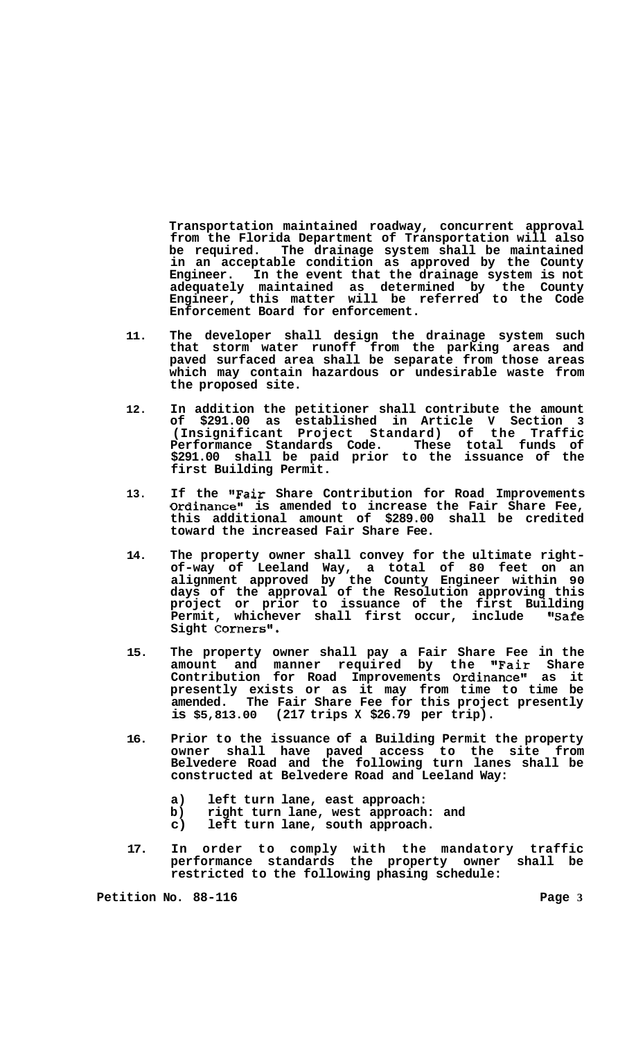Transportation maintained roadway, concurrent approval from the Florida Department of Transportation will also be required. The drainage system shall be maintained in an acceptable condition as approved by the County Engineer. In the event that the drainage system is not adequately maintained as determined by the County Engineer, this matter will be referred to the Code Enforcement Board for enforcement.

11. The developer shall design the drainage system such that storm water runoff from the parking areas and paved surfaced area shall be separate from those areas which may contain hazardous or undesirable waste from the proposed site.

12. In addition the petitioner shall contribute the amount of $291.00 as established in Article V Section 3 (Insignificant Project Standard) of the Traffic Performance Standards Code. These total funds of $291.00 shall be paid prior to the issuance of the first Building Permit.

13. If the "Fair Share Contribution for Road Improvements Ordinance" is amended to increase the Fair Share Fee, this additional amount of $289.00 shall be credited toward the increased Fair Share Fee.

14. The property owner shall convey for the ultimate right-of-way of Leeland Way, a total of 80 feet on an alignment approved by the County Engineer within 90 days of the approval of the Resolution approving this project or prior to issuance of the first Building Permit, whichever shall first occur, include "Safe Sight Corners".

15. The property owner shall pay a Fair Share Fee in the amount and manner required by the "Fair Share Contribution for Road Improvements Ordinance" as it presently exists or as it may from time to time be amended. The Fair Share Fee for this project presently is $5,813.00 (217 trips X $26.79 per trip).

16. Prior to the issuance of a Building Permit the property owner shall have paved access to the site from Belvedere Road and the following turn lanes shall be constructed at Belvedere Road and Leeland Way:

    a) left turn lane, east approach:
    b) right turn lane, west approach: and
    c) left turn lane, south approach.

17. In order to comply with the mandatory traffic performance standards the property owner shall be restricted to the following phasing schedule:

Petition No. 88-116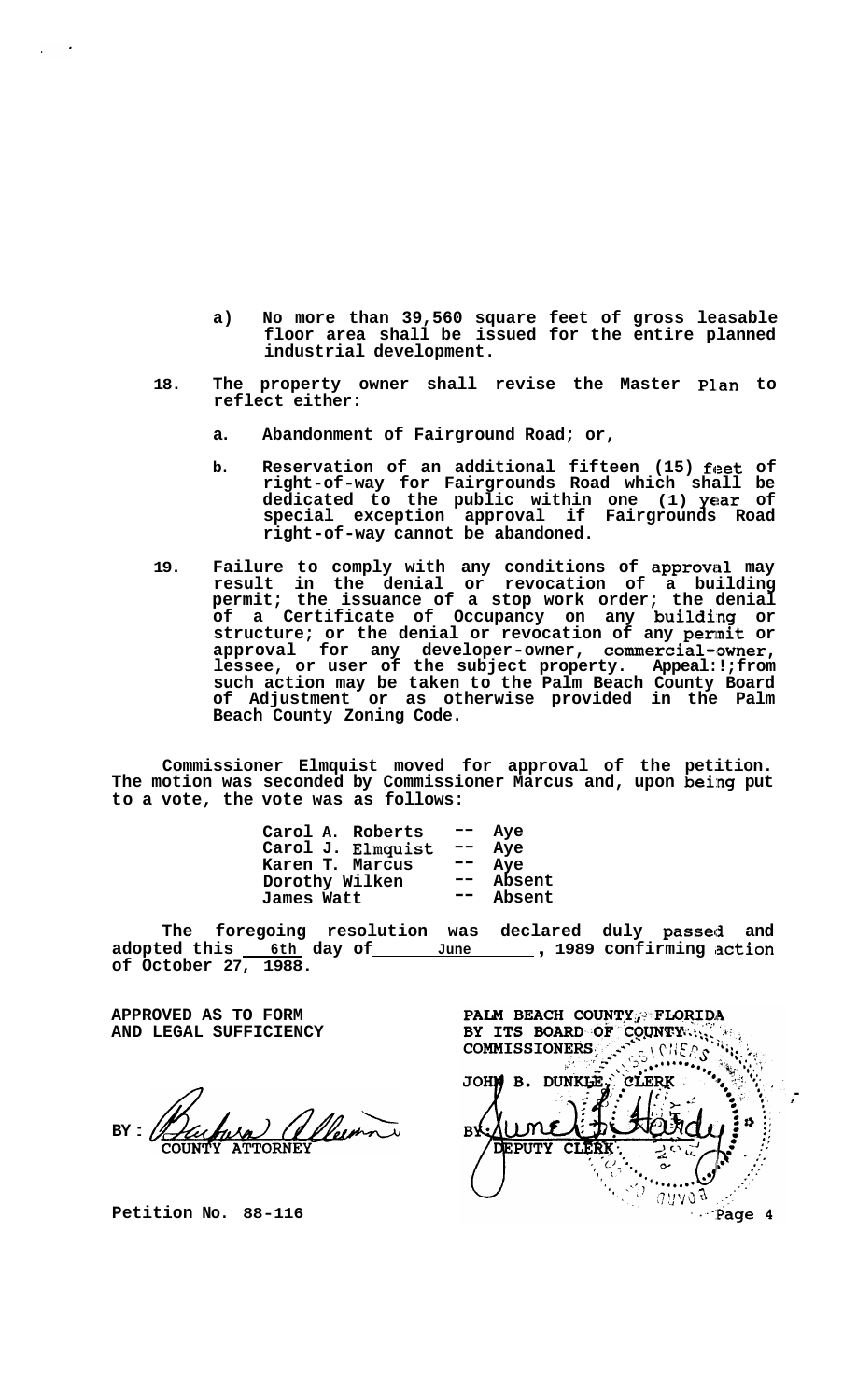a) No more than 39,560 square feet of gross leasable floor area shall be issued for the entire planned industrial development.

18. The property owner shall revise the Master Plan to reflect either:

    a. Abandonment of Fairground Road; or,

    b. Reservation of an additional fifteen (15) feet of right-of-way for Fairgrounds Road which shall be dedicated to the public within one (1) year of special exception approval if Fairgrounds Road right-of-way cannot be abandoned.

19. Failure to comply with any conditions of approval may result in the denial or revocation of a building permit; the issuance of a stop work order; the denial of a Certificate of Occupancy on any building or structure; or the denial or revocation of any permit or approval for any developer-owner, commercial-owner, lessee, or user of the subject property. Appeal:!;from such action may be taken to the Palm Beach County Board of Adjustment or as otherwise provided in the Palm Beach County Zoning Code.

Commissioner Elmquist moved for approval of the petition. The motion was seconded by Commissioner Marcus and, upon being put to a vote, the vote was as follows:

| | | |
|---|---|---|
| Carol A. Roberts | -- | Aye |
| Carol J. Elmquist | -- | Aye |
| Karen T. Marcus | -- | Aye |
| Dorothy Wilken | -- | Absent |
| James Watt | -- | Absent |

The foregoing resolution was declared duly passed and adopted this 6th day of June, 1989 confirming action of October 27, 1988.

APPROVED AS TO FORM
AND LEGAL SUFFICIENCY

BY: COUNTY ATTORNEY

PALM BEACH COUNTY, FLORIDA
BY ITS BOARD OF COUNTY
COMMISSIONERS

JOHN B. DUNKLE, CLERK

BY: DEPUTY CLERK

Petition No. 88-116